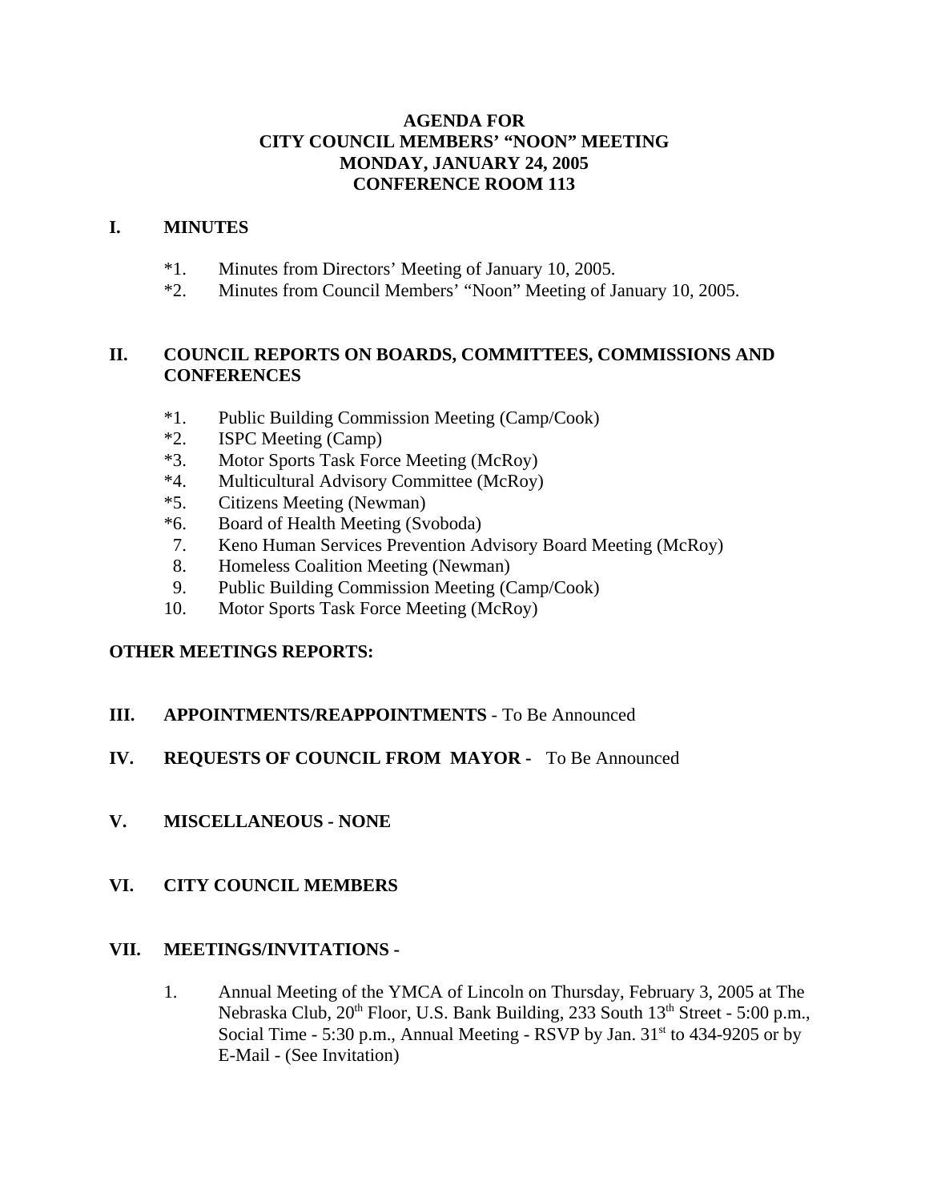# AGENDA FOR
# CITY COUNCIL MEMBERS' "NOON" MEETING
# MONDAY, JANUARY 24, 2005
# CONFERENCE ROOM 113

## I. MINUTES

*1. Minutes from Directors' Meeting of January 10, 2005.
*2. Minutes from Council Members' "Noon" Meeting of January 10, 2005.

## II. COUNCIL REPORTS ON BOARDS, COMMITTEES, COMMISSIONS AND CONFERENCES

*1. Public Building Commission Meeting (Camp/Cook)
*2. ISPC Meeting (Camp)
*3. Motor Sports Task Force Meeting (McRoy)
*4. Multicultural Advisory Committee (McRoy)
*5. Citizens Meeting (Newman)
*6. Board of Health Meeting (Svoboda)
7. Keno Human Services Prevention Advisory Board Meeting (McRoy)
8. Homeless Coalition Meeting (Newman)
9. Public Building Commission Meeting (Camp/Cook)
10. Motor Sports Task Force Meeting (McRoy)

**OTHER MEETINGS REPORTS:**

## III. APPOINTMENTS/REAPPOINTMENTS - To Be Announced

## IV. REQUESTS OF COUNCIL FROM MAYOR - To Be Announced

## V. MISCELLANEOUS - NONE

## VI. CITY COUNCIL MEMBERS

## VII. MEETINGS/INVITATIONS -

1. Annual Meeting of the YMCA of Lincoln on Thursday, February 3, 2005 at The Nebraska Club, 20th Floor, U.S. Bank Building, 233 South 13th Street - 5:00 p.m., Social Time - 5:30 p.m., Annual Meeting - RSVP by Jan. 31st to 434-9205 or by E-Mail - (See Invitation)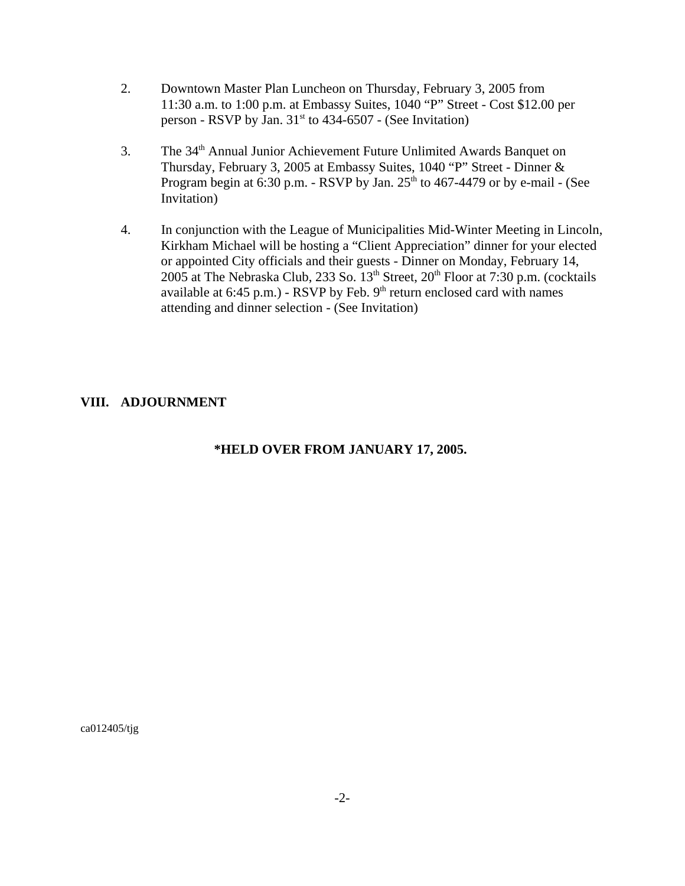2. Downtown Master Plan Luncheon on Thursday, February 3, 2005 from 11:30 a.m. to 1:00 p.m. at Embassy Suites, 1040 “P” Street - Cost $12.00 per person - RSVP by Jan. 31st to 434-6507 - (See Invitation)

3. The 34th Annual Junior Achievement Future Unlimited Awards Banquet on Thursday, February 3, 2005 at Embassy Suites, 1040 “P” Street - Dinner & Program begin at 6:30 p.m. - RSVP by Jan. 25th to 467-4479 or by e-mail - (See Invitation)

4. In conjunction with the League of Municipalities Mid-Winter Meeting in Lincoln, Kirkham Michael will be hosting a “Client Appreciation” dinner for your elected or appointed City officials and their guests - Dinner on Monday, February 14, 2005 at The Nebraska Club, 233 So. 13th Street, 20th Floor at 7:30 p.m. (cocktails available at 6:45 p.m.) - RSVP by Feb. 9th return enclosed card with names attending and dinner selection - (See Invitation)

**VIII. ADJOURNMENT**

**\*HELD OVER FROM JANUARY 17, 2005.**

ca012405/tjg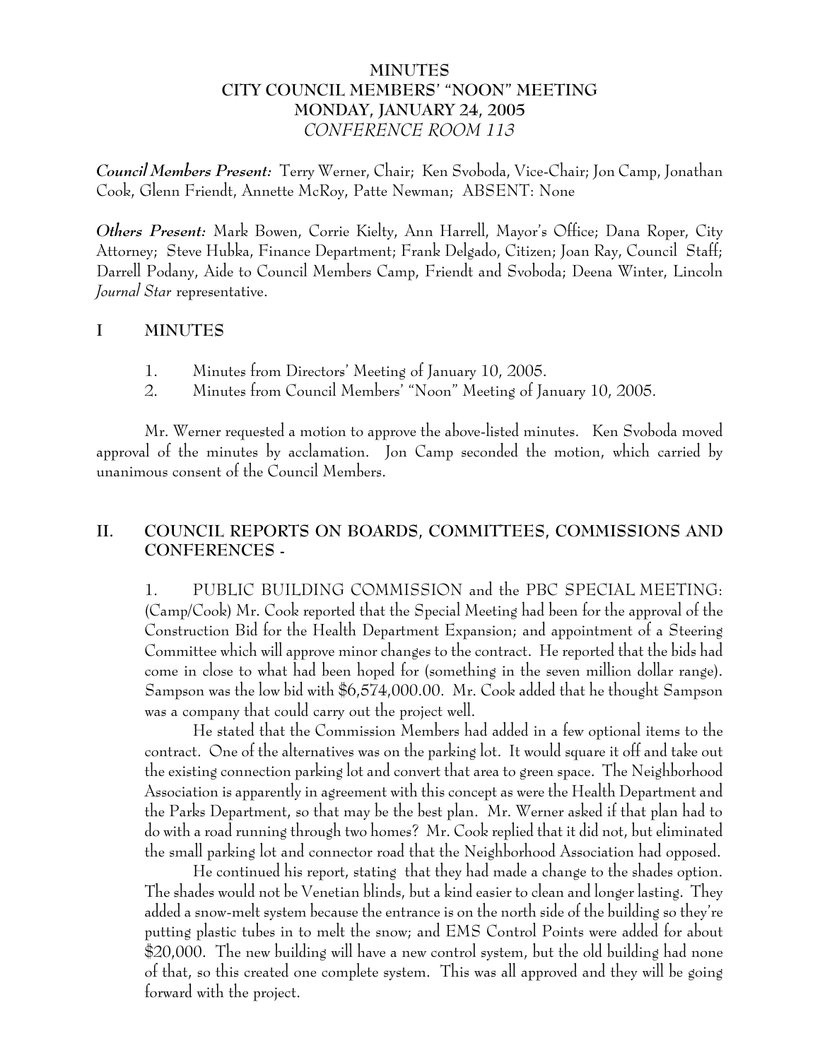# MINUTES
# CITY COUNCIL MEMBERS' "NOON" MEETING
# MONDAY, JANUARY 24, 2005
# *CONFERENCE ROOM 113*

***Council Members Present:*** Terry Werner, Chair; Ken Svoboda, Vice-Chair; Jon Camp, Jonathan Cook, Glenn Friendt, Annette McRoy, Patte Newman; ABSENT: None

***Others Present:*** Mark Bowen, Corrie Kielty, Ann Harrell, Mayor's Office; Dana Roper, City Attorney; Steve Hubka, Finance Department; Frank Delgado, Citizen; Joan Ray, Council Staff; Darrell Podany, Aide to Council Members Camp, Friendt and Svoboda; Deena Winter, Lincoln *Journal Star* representative.

## I MINUTES

1. Minutes from Directors' Meeting of January 10, 2005.
2. Minutes from Council Members' "Noon" Meeting of January 10, 2005.

Mr. Werner requested a motion to approve the above-listed minutes. Ken Svoboda moved approval of the minutes by acclamation. Jon Camp seconded the motion, which carried by unanimous consent of the Council Members.

## II. COUNCIL REPORTS ON BOARDS, COMMITTEES, COMMISSIONS AND CONFERENCES -

1. PUBLIC BUILDING COMMISSION and the PBC SPECIAL MEETING: (Camp/Cook) Mr. Cook reported that the Special Meeting had been for the approval of the Construction Bid for the Health Department Expansion; and appointment of a Steering Committee which will approve minor changes to the contract. He reported that the bids had come in close to what had been hoped for (something in the seven million dollar range). Sampson was the low bid with $6,574,000.00. Mr. Cook added that he thought Sampson was a company that could carry out the project well.

He stated that the Commission Members had added in a few optional items to the contract. One of the alternatives was on the parking lot. It would square it off and take out the existing connection parking lot and convert that area to green space. The Neighborhood Association is apparently in agreement with this concept as were the Health Department and the Parks Department, so that may be the best plan. Mr. Werner asked if that plan had to do with a road running through two homes? Mr. Cook replied that it did not, but eliminated the small parking lot and connector road that the Neighborhood Association had opposed.

He continued his report, stating that they had made a change to the shades option. The shades would not be Venetian blinds, but a kind easier to clean and longer lasting. They added a snow-melt system because the entrance is on the north side of the building so they're putting plastic tubes in to melt the snow; and EMS Control Points were added for about $20,000. The new building will have a new control system, but the old building had none of that, so this created one complete system. This was all approved and they will be going forward with the project.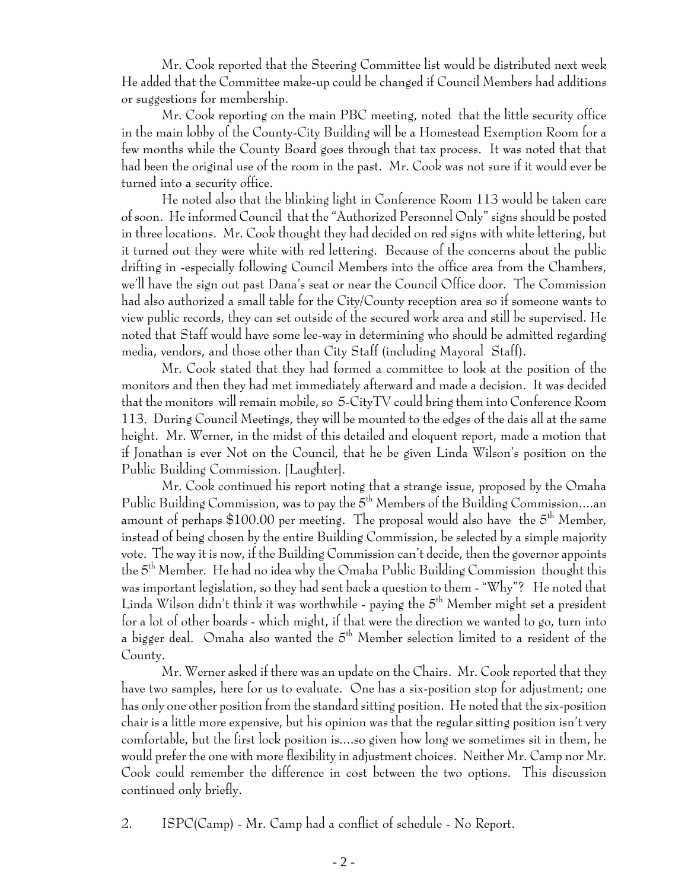Mr. Cook reported that the Steering Committee list would be distributed next week He added that the Committee make-up could be changed if Council Members had additions or suggestions for membership.

Mr. Cook reporting on the main PBC meeting, noted that the little security office in the main lobby of the County-City Building will be a Homestead Exemption Room for a few months while the County Board goes through that tax process. It was noted that that had been the original use of the room in the past. Mr. Cook was not sure if it would ever be turned into a security office.

He noted also that the blinking light in Conference Room 113 would be taken care of soon. He informed Council that the "Authorized Personnel Only" signs should be posted in three locations. Mr. Cook thought they had decided on red signs with white lettering, but it turned out they were white with red lettering. Because of the concerns about the public drifting in -especially following Council Members into the office area from the Chambers, we'll have the sign out past Dana's seat or near the Council Office door. The Commission had also authorized a small table for the City/County reception area so if someone wants to view public records, they can set outside of the secured work area and still be supervised. He noted that Staff would have some lee-way in determining who should be admitted regarding media, vendors, and those other than City Staff (including Mayoral Staff).

Mr. Cook stated that they had formed a committee to look at the position of the monitors and then they had met immediately afterward and made a decision. It was decided that the monitors will remain mobile, so 5-CityTV could bring them into Conference Room 113. During Council Meetings, they will be mounted to the edges of the dais all at the same height. Mr. Werner, in the midst of this detailed and eloquent report, made a motion that if Jonathan is ever Not on the Council, that he be given Linda Wilson's position on the Public Building Commission. [Laughter].

Mr. Cook continued his report noting that a strange issue, proposed by the Omaha Public Building Commission, was to pay the 5th Members of the Building Commission....an amount of perhaps $100.00 per meeting. The proposal would also have the 5th Member, instead of being chosen by the entire Building Commission, be selected by a simple majority vote. The way it is now, if the Building Commission can't decide, then the governor appoints the 5th Member. He had no idea why the Omaha Public Building Commission thought this was important legislation, so they had sent back a question to them - "Why"? He noted that Linda Wilson didn't think it was worthwhile - paying the 5th Member might set a president for a lot of other boards - which might, if that were the direction we wanted to go, turn into a bigger deal. Omaha also wanted the 5th Member selection limited to a resident of the County.

Mr. Werner asked if there was an update on the Chairs. Mr. Cook reported that they have two samples, here for us to evaluate. One has a six-position stop for adjustment; one has only one other position from the standard sitting position. He noted that the six-position chair is a little more expensive, but his opinion was that the regular sitting position isn't very comfortable, but the first lock position is....so given how long we sometimes sit in them, he would prefer the one with more flexibility in adjustment choices. Neither Mr. Camp nor Mr. Cook could remember the difference in cost between the two options. This discussion continued only briefly.

2. ISPC(Camp) - Mr. Camp had a conflict of schedule - No Report.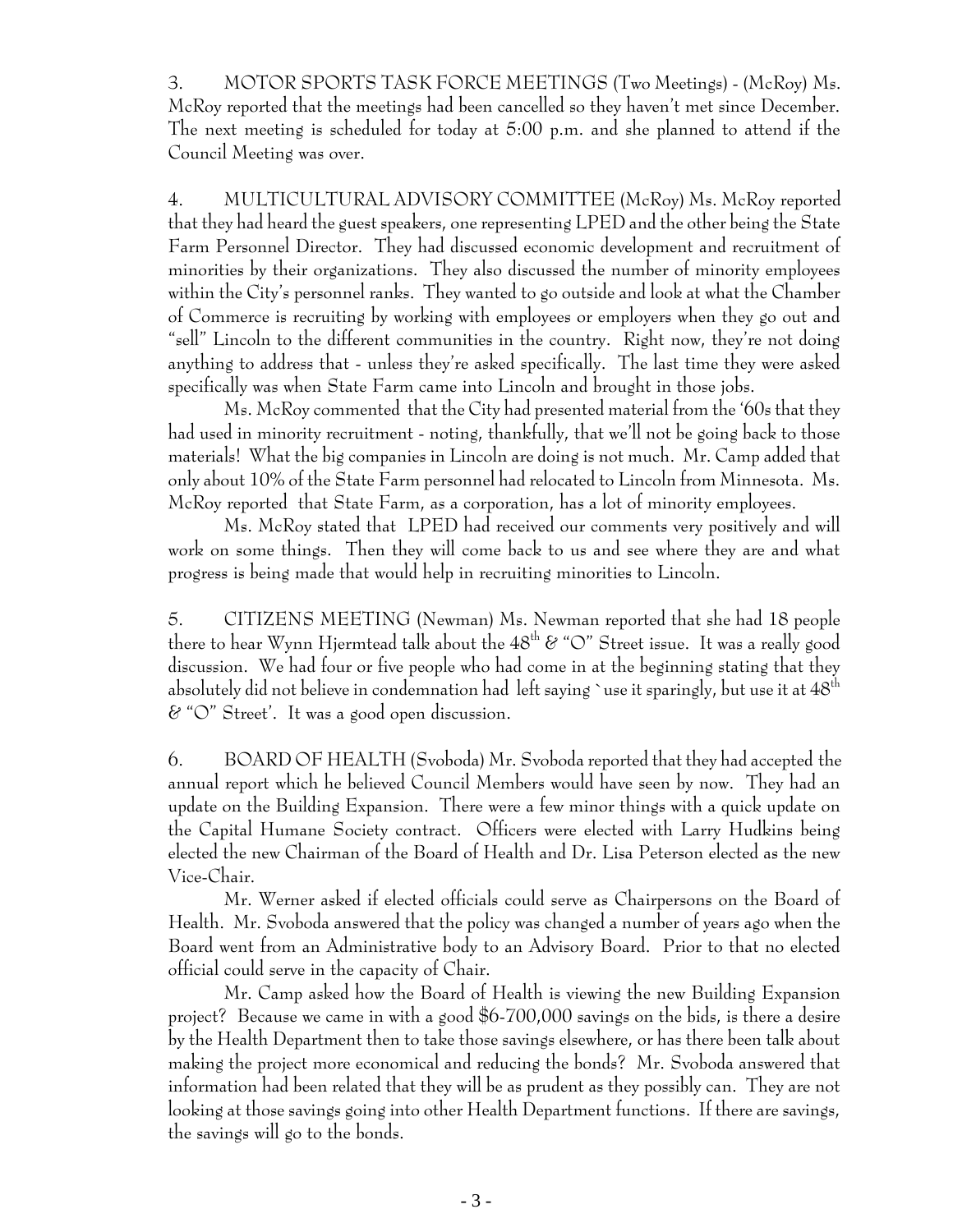3. MOTOR SPORTS TASK FORCE MEETINGS (Two Meetings) - (McRoy) Ms. McRoy reported that the meetings had been cancelled so they haven't met since December. The next meeting is scheduled for today at 5:00 p.m. and she planned to attend if the Council Meeting was over.

4. MULTICULTURAL ADVISORY COMMITTEE (McRoy) Ms. McRoy reported that they had heard the guest speakers, one representing LPED and the other being the State Farm Personnel Director. They had discussed economic development and recruitment of minorities by their organizations. They also discussed the number of minority employees within the City's personnel ranks. They wanted to go outside and look at what the Chamber of Commerce is recruiting by working with employees or employers when they go out and "sell" Lincoln to the different communities in the country. Right now, they're not doing anything to address that - unless they're asked specifically. The last time they were asked specifically was when State Farm came into Lincoln and brought in those jobs.

Ms. McRoy commented that the City had presented material from the '60s that they had used in minority recruitment - noting, thankfully, that we'll not be going back to those materials! What the big companies in Lincoln are doing is not much. Mr. Camp added that only about 10% of the State Farm personnel had relocated to Lincoln from Minnesota. Ms. McRoy reported that State Farm, as a corporation, has a lot of minority employees.

Ms. McRoy stated that LPED had received our comments very positively and will work on some things. Then they will come back to us and see where they are and what progress is being made that would help in recruiting minorities to Lincoln.

5. CITIZENS MEETING (Newman) Ms. Newman reported that she had 18 people there to hear Wynn Hjermtead talk about the 48th & "O" Street issue. It was a really good discussion. We had four or five people who had come in at the beginning stating that they absolutely did not believe in condemnation had left saying `use it sparingly, but use it at 48th & "O" Street'. It was a good open discussion.

6. BOARD OF HEALTH (Svoboda) Mr. Svoboda reported that they had accepted the annual report which he believed Council Members would have seen by now. They had an update on the Building Expansion. There were a few minor things with a quick update on the Capital Humane Society contract. Officers were elected with Larry Hudkins being elected the new Chairman of the Board of Health and Dr. Lisa Peterson elected as the new Vice-Chair.

Mr. Werner asked if elected officials could serve as Chairpersons on the Board of Health. Mr. Svoboda answered that the policy was changed a number of years ago when the Board went from an Administrative body to an Advisory Board. Prior to that no elected official could serve in the capacity of Chair.

Mr. Camp asked how the Board of Health is viewing the new Building Expansion project? Because we came in with a good $6-700,000 savings on the bids, is there a desire by the Health Department then to take those savings elsewhere, or has there been talk about making the project more economical and reducing the bonds? Mr. Svoboda answered that information had been related that they will be as prudent as they possibly can. They are not looking at those savings going into other Health Department functions. If there are savings, the savings will go to the bonds.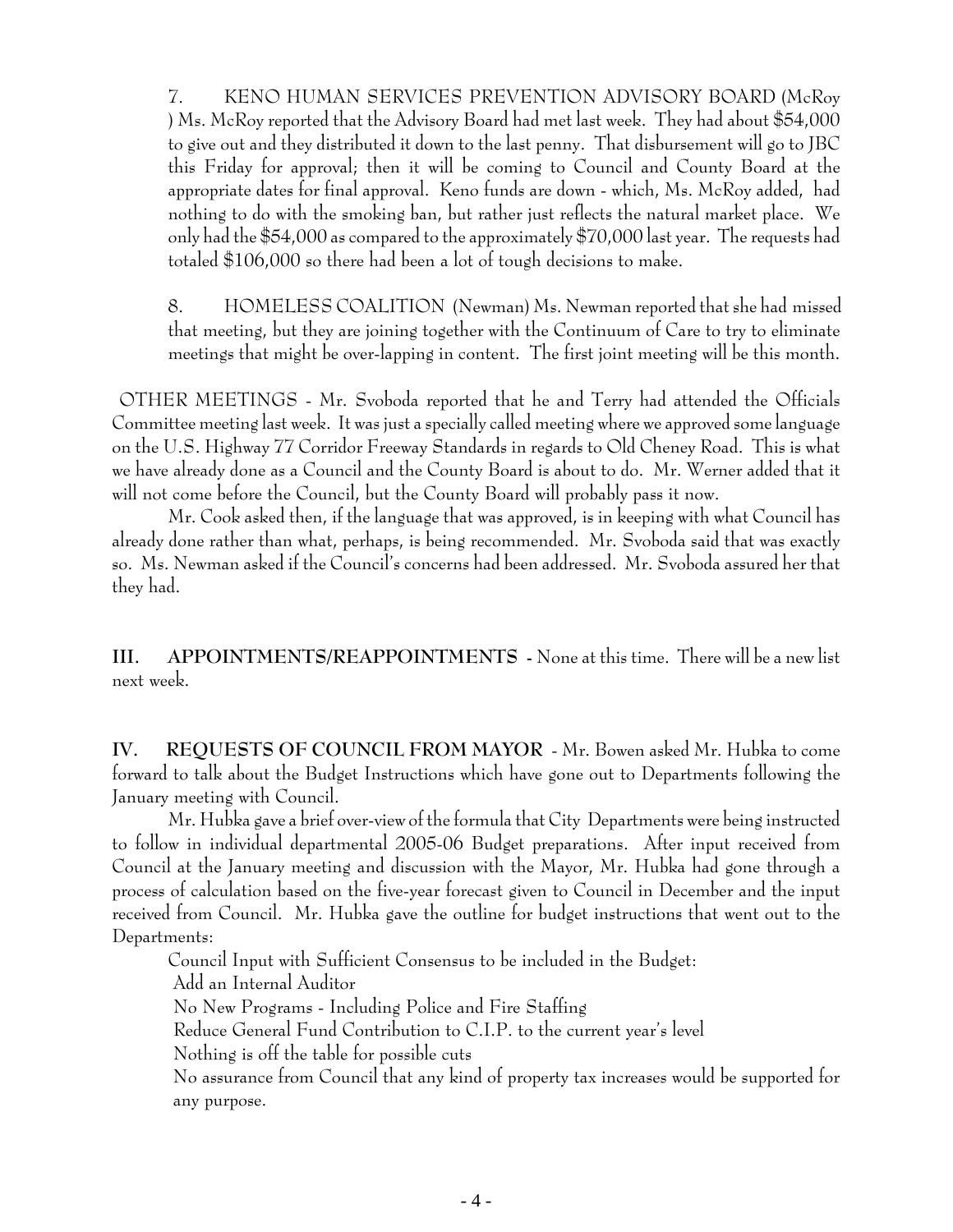7. KENO HUMAN SERVICES PREVENTION ADVISORY BOARD (McRoy ) Ms. McRoy reported that the Advisory Board had met last week. They had about $54,000 to give out and they distributed it down to the last penny. That disbursement will go to JBC this Friday for approval; then it will be coming to Council and County Board at the appropriate dates for final approval. Keno funds are down - which, Ms. McRoy added, had nothing to do with the smoking ban, but rather just reflects the natural market place. We only had the $54,000 as compared to the approximately $70,000 last year. The requests had totaled $106,000 so there had been a lot of tough decisions to make.

8. HOMELESS COALITION (Newman) Ms. Newman reported that she had missed that meeting, but they are joining together with the Continuum of Care to try to eliminate meetings that might be over-lapping in content. The first joint meeting will be this month.

OTHER MEETINGS - Mr. Svoboda reported that he and Terry had attended the Officials Committee meeting last week. It was just a specially called meeting where we approved some language on the U.S. Highway 77 Corridor Freeway Standards in regards to Old Cheney Road. This is what we have already done as a Council and the County Board is about to do. Mr. Werner added that it will not come before the Council, but the County Board will probably pass it now.

Mr. Cook asked then, if the language that was approved, is in keeping with what Council has already done rather than what, perhaps, is being recommended. Mr. Svoboda said that was exactly so. Ms. Newman asked if the Council's concerns had been addressed. Mr. Svoboda assured her that they had.

**III. APPOINTMENTS/REAPPOINTMENTS** - None at this time. There will be a new list next week.

**IV. REQUESTS OF COUNCIL FROM MAYOR** - Mr. Bowen asked Mr. Hubka to come forward to talk about the Budget Instructions which have gone out to Departments following the January meeting with Council.

Mr. Hubka gave a brief over-view of the formula that City Departments were being instructed to follow in individual departmental 2005-06 Budget preparations. After input received from Council at the January meeting and discussion with the Mayor, Mr. Hubka had gone through a process of calculation based on the five-year forecast given to Council in December and the input received from Council. Mr. Hubka gave the outline for budget instructions that went out to the Departments:

Council Input with Sufficient Consensus to be included in the Budget:

- Add an Internal Auditor
- No New Programs - Including Police and Fire Staffing
- Reduce General Fund Contribution to C.I.P. to the current year's level
- Nothing is off the table for possible cuts
- No assurance from Council that any kind of property tax increases would be supported for any purpose.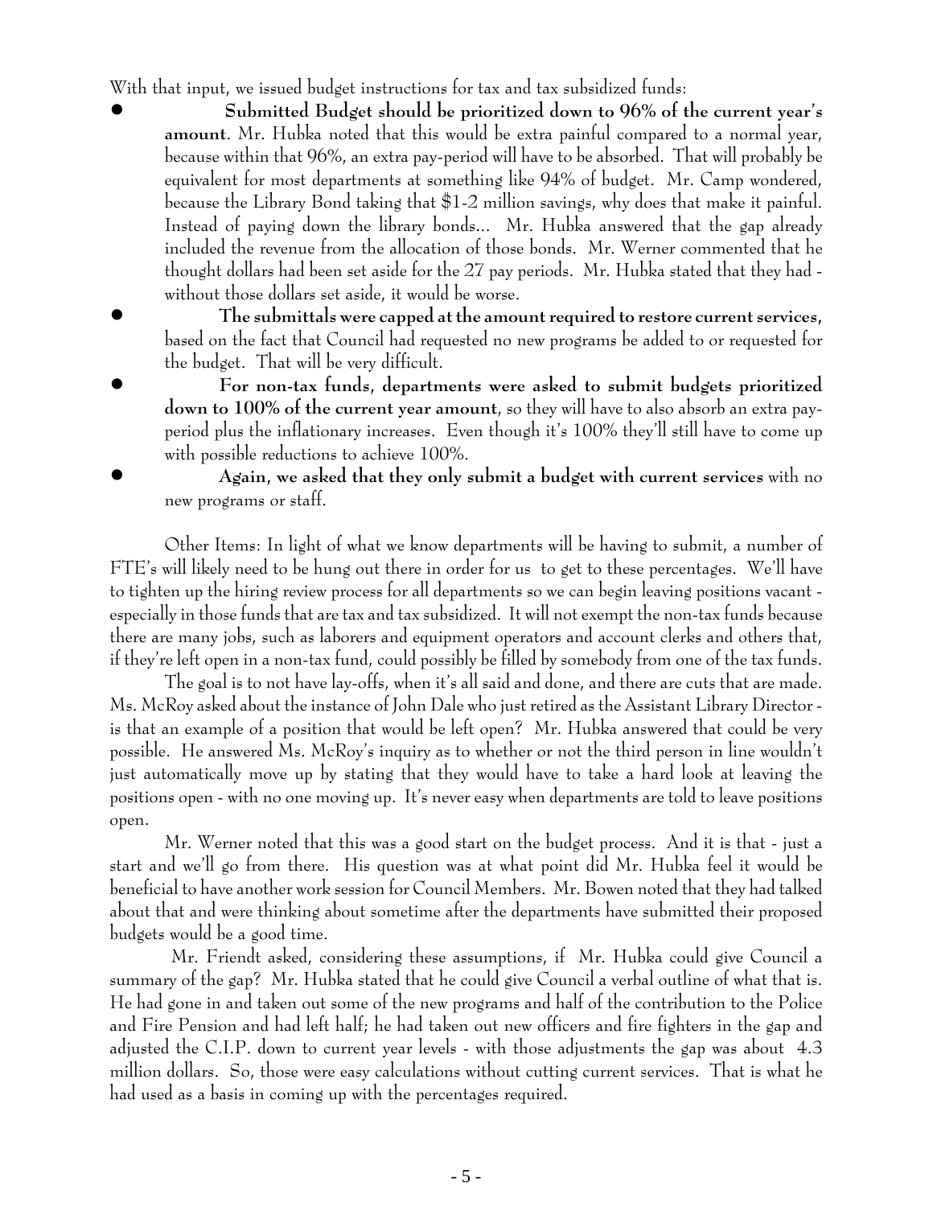With that input, we issued budget instructions for tax and tax subsidized funds:

- **Submitted Budget should be prioritized down to 96% of the current year's amount**. Mr. Hubka noted that this would be extra painful compared to a normal year, because within that 96%, an extra pay-period will have to be absorbed. That will probably be equivalent for most departments at something like 94% of budget. Mr. Camp wondered, because the Library Bond taking that $1-2 million savings, why does that make it painful. Instead of paying down the library bonds... Mr. Hubka answered that the gap already included the revenue from the allocation of those bonds. Mr. Werner commented that he thought dollars had been set aside for the 27 pay periods. Mr. Hubka stated that they had - without those dollars set aside, it would be worse.
- **The submittals were capped at the amount required to restore current services,** based on the fact that Council had requested no new programs be added to or requested for the budget. That will be very difficult.
- **For non-tax funds, departments were asked to submit budgets prioritized down to 100% of the current year amount**, so they will have to also absorb an extra pay-period plus the inflationary increases. Even though it's 100% they'll still have to come up with possible reductions to achieve 100%.
- **Again, we asked that they only submit a budget with current services** with no new programs or staff.

Other Items: In light of what we know departments will be having to submit, a number of FTE's will likely need to be hung out there in order for us to get to these percentages. We'll have to tighten up the hiring review process for all departments so we can begin leaving positions vacant - especially in those funds that are tax and tax subsidized. It will not exempt the non-tax funds because there are many jobs, such as laborers and equipment operators and account clerks and others that, if they're left open in a non-tax fund, could possibly be filled by somebody from one of the tax funds.

The goal is to not have lay-offs, when it's all said and done, and there are cuts that are made. Ms. McRoy asked about the instance of John Dale who just retired as the Assistant Library Director - is that an example of a position that would be left open? Mr. Hubka answered that could be very possible. He answered Ms. McRoy's inquiry as to whether or not the third person in line wouldn't just automatically move up by stating that they would have to take a hard look at leaving the positions open - with no one moving up. It's never easy when departments are told to leave positions open.

Mr. Werner noted that this was a good start on the budget process. And it is that - just a start and we'll go from there. His question was at what point did Mr. Hubka feel it would be beneficial to have another work session for Council Members. Mr. Bowen noted that they had talked about that and were thinking about sometime after the departments have submitted their proposed budgets would be a good time.

Mr. Friendt asked, considering these assumptions, if Mr. Hubka could give Council a summary of the gap? Mr. Hubka stated that he could give Council a verbal outline of what that is. He had gone in and taken out some of the new programs and half of the contribution to the Police and Fire Pension and had left half; he had taken out new officers and fire fighters in the gap and adjusted the C.I.P. down to current year levels - with those adjustments the gap was about 4.3 million dollars. So, those were easy calculations without cutting current services. That is what he had used as a basis in coming up with the percentages required.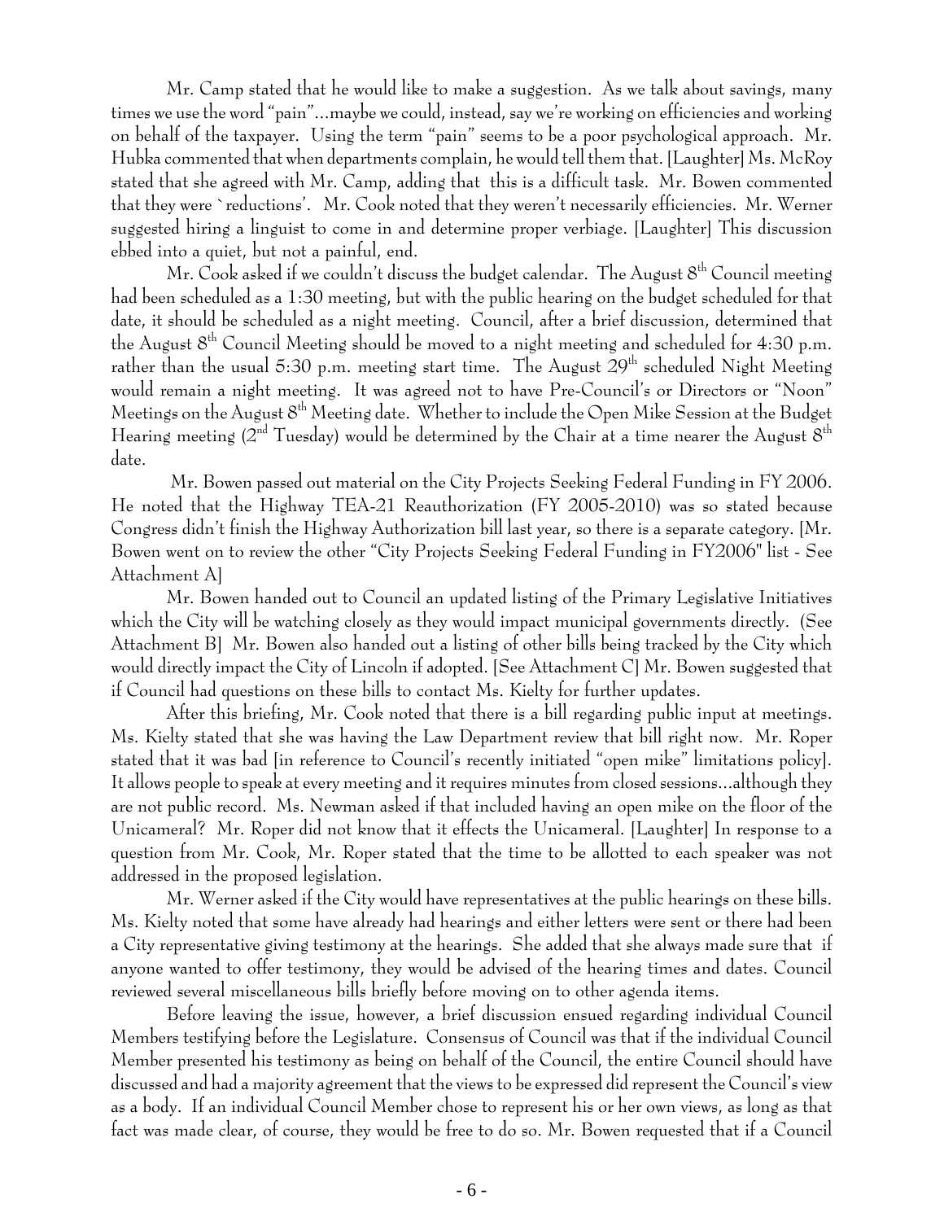Mr. Camp stated that he would like to make a suggestion. As we talk about savings, many times we use the word "pain"...maybe we could, instead, say we're working on efficiencies and working on behalf of the taxpayer. Using the term "pain" seems to be a poor psychological approach. Mr. Hubka commented that when departments complain, he would tell them that. [Laughter] Ms. McRoy stated that she agreed with Mr. Camp, adding that this is a difficult task. Mr. Bowen commented that they were `reductions'. Mr. Cook noted that they weren't necessarily efficiencies. Mr. Werner suggested hiring a linguist to come in and determine proper verbiage. [Laughter] This discussion ebbed into a quiet, but not a painful, end.

Mr. Cook asked if we couldn't discuss the budget calendar. The August 8th Council meeting had been scheduled as a 1:30 meeting, but with the public hearing on the budget scheduled for that date, it should be scheduled as a night meeting. Council, after a brief discussion, determined that the August 8th Council Meeting should be moved to a night meeting and scheduled for 4:30 p.m. rather than the usual 5:30 p.m. meeting start time. The August 29th scheduled Night Meeting would remain a night meeting. It was agreed not to have Pre-Council's or Directors or "Noon" Meetings on the August 8th Meeting date. Whether to include the Open Mike Session at the Budget Hearing meeting (2nd Tuesday) would be determined by the Chair at a time nearer the August 8th date.

Mr. Bowen passed out material on the City Projects Seeking Federal Funding in FY 2006. He noted that the Highway TEA-21 Reauthorization (FY 2005-2010) was so stated because Congress didn't finish the Highway Authorization bill last year, so there is a separate category. [Mr. Bowen went on to review the other "City Projects Seeking Federal Funding in FY2006" list - See Attachment A]

Mr. Bowen handed out to Council an updated listing of the Primary Legislative Initiatives which the City will be watching closely as they would impact municipal governments directly. (See Attachment B] Mr. Bowen also handed out a listing of other bills being tracked by the City which would directly impact the City of Lincoln if adopted. [See Attachment C] Mr. Bowen suggested that if Council had questions on these bills to contact Ms. Kielty for further updates.

After this briefing, Mr. Cook noted that there is a bill regarding public input at meetings. Ms. Kielty stated that she was having the Law Department review that bill right now. Mr. Roper stated that it was bad [in reference to Council's recently initiated "open mike" limitations policy]. It allows people to speak at every meeting and it requires minutes from closed sessions...although they are not public record. Ms. Newman asked if that included having an open mike on the floor of the Unicameral? Mr. Roper did not know that it effects the Unicameral. [Laughter] In response to a question from Mr. Cook, Mr. Roper stated that the time to be allotted to each speaker was not addressed in the proposed legislation.

Mr. Werner asked if the City would have representatives at the public hearings on these bills. Ms. Kielty noted that some have already had hearings and either letters were sent or there had been a City representative giving testimony at the hearings. She added that she always made sure that if anyone wanted to offer testimony, they would be advised of the hearing times and dates. Council reviewed several miscellaneous bills briefly before moving on to other agenda items.

Before leaving the issue, however, a brief discussion ensued regarding individual Council Members testifying before the Legislature. Consensus of Council was that if the individual Council Member presented his testimony as being on behalf of the Council, the entire Council should have discussed and had a majority agreement that the views to be expressed did represent the Council's view as a body. If an individual Council Member chose to represent his or her own views, as long as that fact was made clear, of course, they would be free to do so. Mr. Bowen requested that if a Council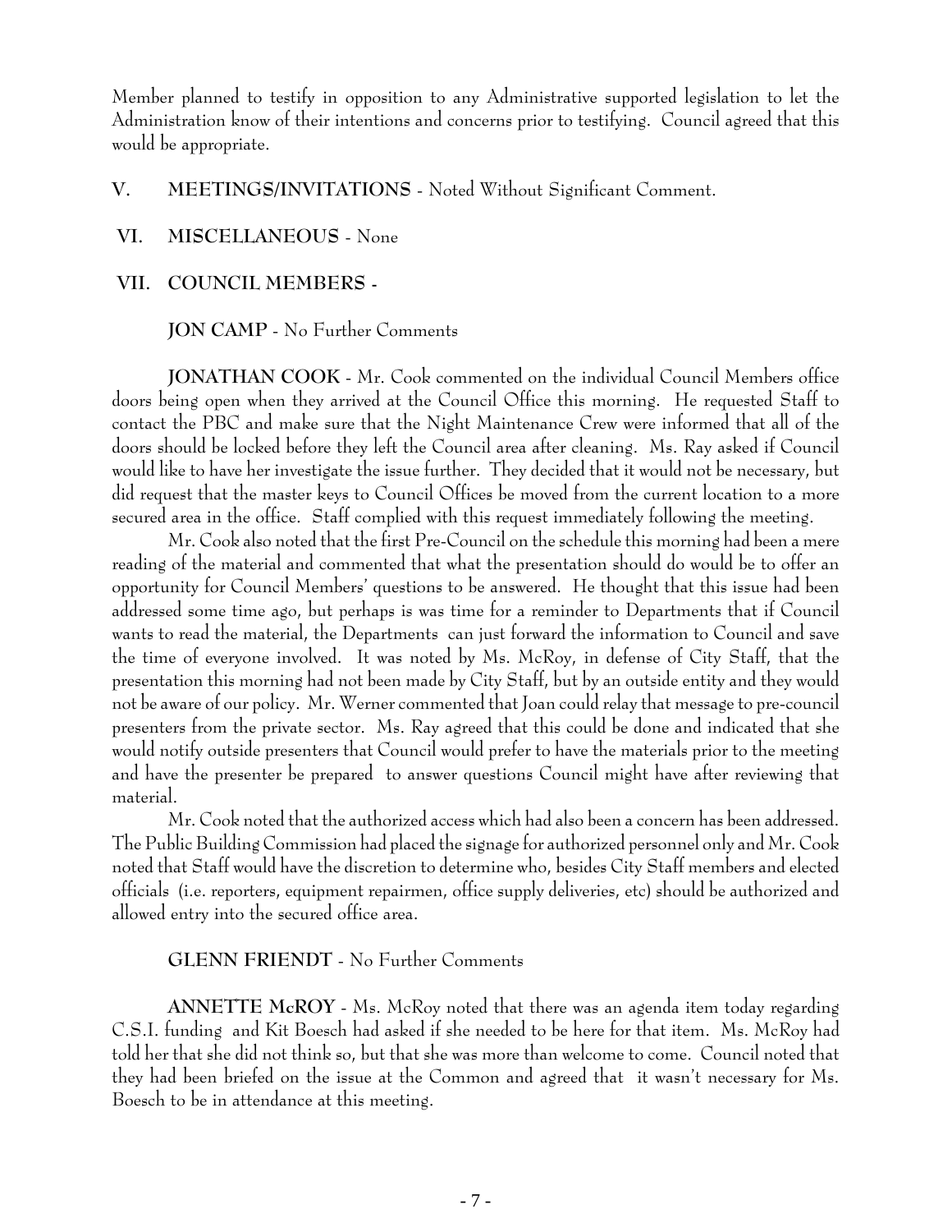Member planned to testify in opposition to any Administrative supported legislation to let the Administration know of their intentions and concerns prior to testifying. Council agreed that this would be appropriate.

**V. MEETINGS/INVITATIONS** - Noted Without Significant Comment.

**VI. MISCELLANEOUS** - None

**VII. COUNCIL MEMBERS -**

**JON CAMP** - No Further Comments

**JONATHAN COOK** - Mr. Cook commented on the individual Council Members office doors being open when they arrived at the Council Office this morning. He requested Staff to contact the PBC and make sure that the Night Maintenance Crew were informed that all of the doors should be locked before they left the Council area after cleaning. Ms. Ray asked if Council would like to have her investigate the issue further. They decided that it would not be necessary, but did request that the master keys to Council Offices be moved from the current location to a more secured area in the office. Staff complied with this request immediately following the meeting.

Mr. Cook also noted that the first Pre-Council on the schedule this morning had been a mere reading of the material and commented that what the presentation should do would be to offer an opportunity for Council Members' questions to be answered. He thought that this issue had been addressed some time ago, but perhaps is was time for a reminder to Departments that if Council wants to read the material, the Departments can just forward the information to Council and save the time of everyone involved. It was noted by Ms. McRoy, in defense of City Staff, that the presentation this morning had not been made by City Staff, but by an outside entity and they would not be aware of our policy. Mr. Werner commented that Joan could relay that message to pre-council presenters from the private sector. Ms. Ray agreed that this could be done and indicated that she would notify outside presenters that Council would prefer to have the materials prior to the meeting and have the presenter be prepared to answer questions Council might have after reviewing that material.

Mr. Cook noted that the authorized access which had also been a concern has been addressed. The Public Building Commission had placed the signage for authorized personnel only and Mr. Cook noted that Staff would have the discretion to determine who, besides City Staff members and elected officials (i.e. reporters, equipment repairmen, office supply deliveries, etc) should be authorized and allowed entry into the secured office area.

**GLENN FRIENDT** - No Further Comments

**ANNETTE McROY** - Ms. McRoy noted that there was an agenda item today regarding C.S.I. funding and Kit Boesch had asked if she needed to be here for that item. Ms. McRoy had told her that she did not think so, but that she was more than welcome to come. Council noted that they had been briefed on the issue at the Common and agreed that it wasn't necessary for Ms. Boesch to be in attendance at this meeting.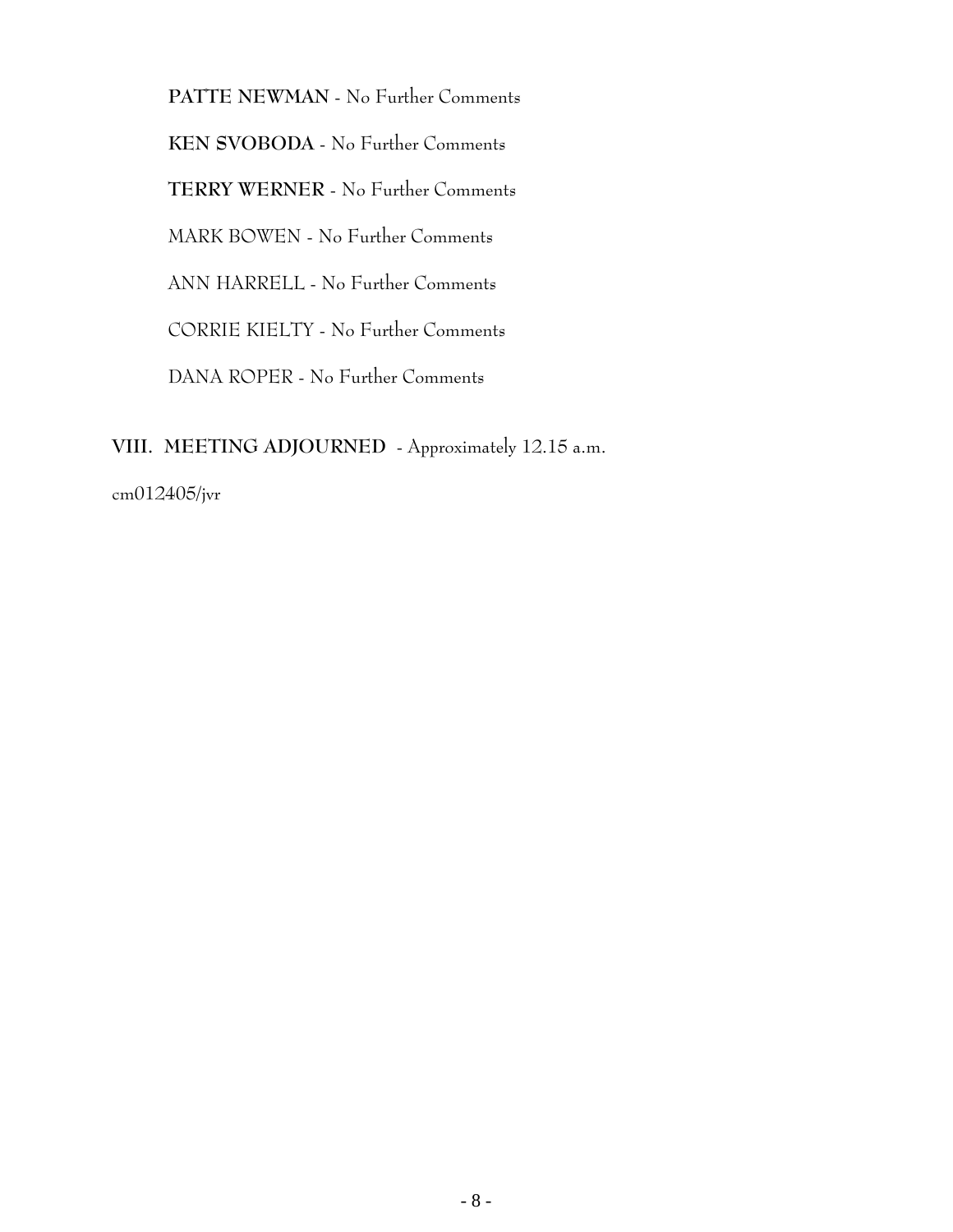**PATTE NEWMAN** - No Further Comments

**KEN SVOBODA** - No Further Comments

**TERRY WERNER** - No Further Comments

MARK BOWEN - No Further Comments

ANN HARRELL - No Further Comments

CORRIE KIELTY - No Further Comments

DANA ROPER - No Further Comments

**VIII. MEETING ADJOURNED** - Approximately 12.15 a.m.

cm012405/jvr